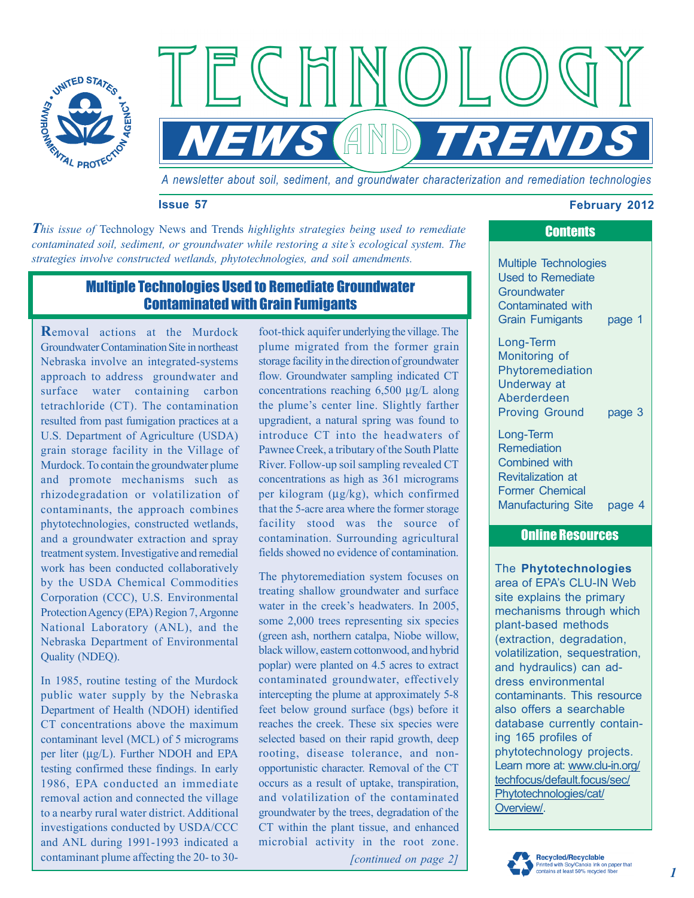# TECHNOLOGY NEWS AND TRENDS

*A newsletter about soil, sediment, and groundwater characterization and remediation technologies*

**Issue 57** **February 2012**

*This issue of* Technology News and Trends *highlights strategies being used to remediate contaminated soil, sediment, or groundwater while restoring a site's ecological system. The strategies involve constructed wetlands, phytotechnologies, and soil amendments.*

## Contents

- Multiple Technologies Used to Remediate Groundwater Contaminated with Grain Fumigants — page 1
- Long-Term Monitoring of Phytoremediation Underway at Aberderdeen Proving Ground — page 3
- Long-Term Remediation Combined with Revitalization at Former Chemical Manufacturing Site — page 4

## Multiple Technologies Used to Remediate Groundwater Contaminated with Grain Fumigants

**R**emoval actions at the Murdock Groundwater Contamination Site in northeast Nebraska involve an integrated-systems approach to address groundwater and surface water containing carbon tetrachloride (CT). The contamination resulted from past fumigation practices at a U.S. Department of Agriculture (USDA) grain storage facility in the Village of Murdock. To contain the groundwater plume and promote mechanisms such as rhizodegradation or volatilization of contaminants, the approach combines phytotechnologies, constructed wetlands, and a groundwater extraction and spray treatment system. Investigative and remedial work has been conducted collaboratively by the USDA Chemical Commodities Corporation (CCC), U.S. Environmental Protection Agency (EPA) Region 7, Argonne National Laboratory (ANL), and the Nebraska Department of Environmental Quality (NDEQ).

In 1985, routine testing of the Murdock public water supply by the Nebraska Department of Health (NDOH) identified CT concentrations above the maximum contaminant level (MCL) of 5 micrograms per liter (µg/L). Further NDOH and EPA testing confirmed these findings. In early 1986, EPA conducted an immediate removal action and connected the village to a nearby rural water district. Additional investigations conducted by USDA/CCC and ANL during 1991-1993 indicated a contaminant plume affecting the 20- to 30-foot-thick aquifer underlying the village. The plume migrated from the former grain storage facility in the direction of groundwater flow. Groundwater sampling indicated CT concentrations reaching 6,500 µg/L along the plume's center line. Slightly farther upgradient, a natural spring was found to introduce CT into the headwaters of Pawnee Creek, a tributary of the South Platte River. Follow-up soil sampling revealed CT concentrations as high as 361 micrograms per kilogram (µg/kg), which confirmed that the 5-acre area where the former storage facility stood was the source of contamination. Surrounding agricultural fields showed no evidence of contamination.

The phytoremediation system focuses on treating shallow groundwater and surface water in the creek's headwaters. In 2005, some 2,000 trees representing six species (green ash, northern catalpa, Niobe willow, black willow, eastern cottonwood, and hybrid poplar) were planted on 4.5 acres to extract contaminated groundwater, effectively intercepting the plume at approximately 5-8 feet below ground surface (bgs) before it reaches the creek. These six species were selected based on their rapid growth, deep rooting, disease tolerance, and non-opportunistic character. Removal of the CT occurs as a result of uptake, transpiration, and volatilization of the contaminated groundwater by the trees, degradation of the CT within the plant tissue, and enhanced microbial activity in the root zone.

*[continued on page 2]*

## Online Resources

The **Phytotechnologies** area of EPA's CLU-IN Web site explains the primary mechanisms through which plant-based methods (extraction, degradation, volatilization, sequestration, and hydraulics) can address environmental contaminants. This resource also offers a searchable database currently containing 165 profiles of phytotechnology projects. Learn more at: www.clu-in.org/techfocus/default.focus/sec/Phytotechnologies/cat/Overview/.

Recycled/Recyclable
Printed with Soy/Canola ink on paper that contains at least 50% recycled fiber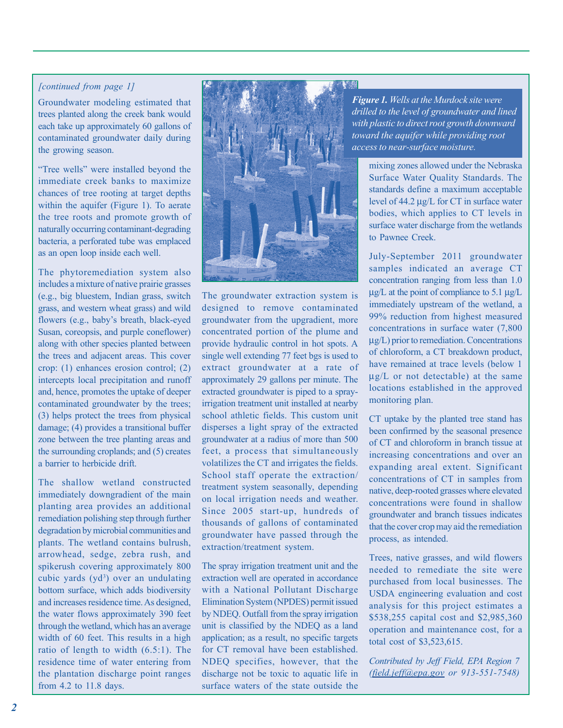*[continued from page 1]*

Groundwater modeling estimated that trees planted along the creek bank would each take up approximately 60 gallons of contaminated groundwater daily during the growing season.

"Tree wells" were installed beyond the immediate creek banks to maximize chances of tree rooting at target depths within the aquifer (Figure 1). To aerate the tree roots and promote growth of naturally occurring contaminant-degrading bacteria, a perforated tube was emplaced as an open loop inside each well.

The phytoremediation system also includes a mixture of native prairie grasses (e.g., big bluestem, Indian grass, switch grass, and western wheat grass) and wild flowers (e.g., baby's breath, black-eyed Susan, coreopsis, and purple coneflower) along with other species planted between the trees and adjacent areas. This cover crop: (1) enhances erosion control; (2) intercepts local precipitation and runoff and, hence, promotes the uptake of deeper contaminated groundwater by the trees; (3) helps protect the trees from physical damage; (4) provides a transitional buffer zone between the tree planting areas and the surrounding croplands; and (5) creates a barrier to herbicide drift.

The shallow wetland constructed immediately downgradient of the main planting area provides an additional remediation polishing step through further degradation by microbial communities and plants. The wetland contains bulrush, arrowhead, sedge, zebra rush, and spikerush covering approximately 800 cubic yards ($yd^3$) over an undulating bottom surface, which adds biodiversity and increases residence time. As designed, the water flows approximately 390 feet through the wetland, which has an average width of 60 feet. This results in a high ratio of length to width (6.5:1). The residence time of water entering from the plantation discharge point ranges from 4.2 to 11.8 days.

***Figure 1.*** *Wells at the Murdock site were drilled to the level of groundwater and lined with plastic to direct root growth downward toward the aquifer while providing root access to near-surface moisture.*

The groundwater extraction system is designed to remove contaminated groundwater from the upgradient, more concentrated portion of the plume and provide hydraulic control in hot spots. A single well extending 77 feet bgs is used to extract groundwater at a rate of approximately 29 gallons per minute. The extracted groundwater is piped to a spray-irrigation treatment unit installed at nearby school athletic fields. This custom unit disperses a light spray of the extracted groundwater at a radius of more than 500 feet, a process that simultaneously volatilizes the CT and irrigates the fields. School staff operate the extraction/treatment system seasonally, depending on local irrigation needs and weather. Since 2005 start-up, hundreds of thousands of gallons of contaminated groundwater have passed through the extraction/treatment system.

The spray irrigation treatment unit and the extraction well are operated in accordance with a National Pollutant Discharge Elimination System (NPDES) permit issued by NDEQ. Outfall from the spray irrigation unit is classified by the NDEQ as a land application; as a result, no specific targets for CT removal have been established. NDEQ specifies, however, that the discharge not be toxic to aquatic life in surface waters of the state outside the mixing zones allowed under the Nebraska Surface Water Quality Standards. The standards define a maximum acceptable level of 44.2 µg/L for CT in surface water bodies, which applies to CT levels in surface water discharge from the wetlands to Pawnee Creek.

July-September 2011 groundwater samples indicated an average CT concentration ranging from less than 1.0 µg/L at the point of compliance to 5.1 µg/L immediately upstream of the wetland, a 99% reduction from highest measured concentrations in surface water (7,800 µg/L) prior to remediation. Concentrations of chloroform, a CT breakdown product, have remained at trace levels (below 1 µg/L or not detectable) at the same locations established in the approved monitoring plan.

CT uptake by the planted tree stand has been confirmed by the seasonal presence of CT and chloroform in branch tissue at increasing concentrations and over an expanding areal extent. Significant concentrations of CT in samples from native, deep-rooted grasses where elevated concentrations were found in shallow groundwater and branch tissues indicates that the cover crop may aid the remediation process, as intended.

Trees, native grasses, and wild flowers needed to remediate the site were purchased from local businesses. The USDA engineering evaluation and cost analysis for this project estimates a $538,255 capital cost and $2,985,360 operation and maintenance cost, for a total cost of $3,523,615.

*Contributed by Jeff Field, EPA Region 7 (field.jeff@epa.gov or 913-551-7548)*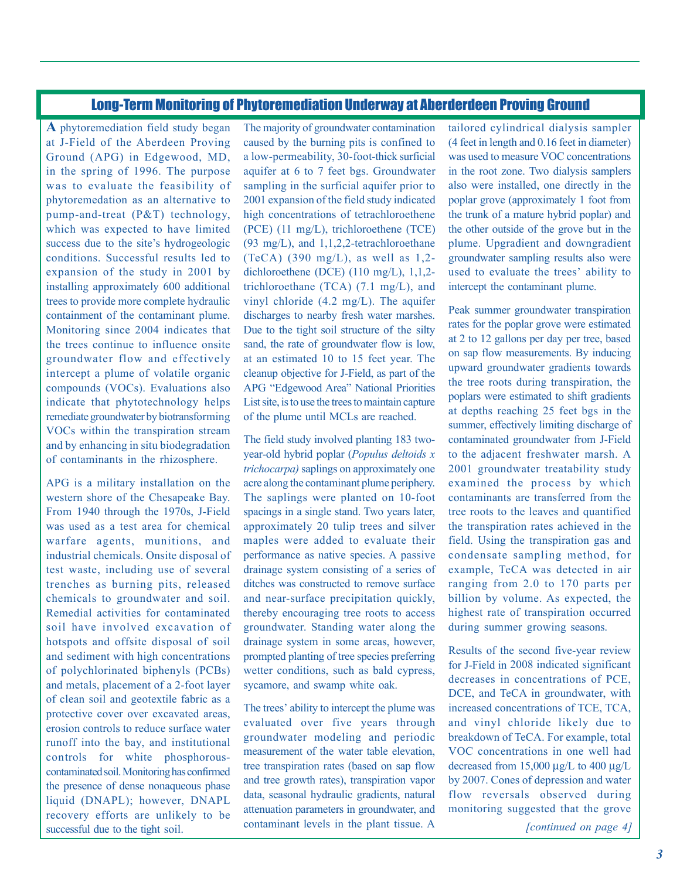## Long-Term Monitoring of Phytoremediation Underway at Aberderdeen Proving Ground

A phytoremediation field study began at J-Field of the Aberdeen Proving Ground (APG) in Edgewood, MD, in the spring of 1996. The purpose was to evaluate the feasibility of phytoremedation as an alternative to pump-and-treat (P&T) technology, which was expected to have limited success due to the site's hydrogeologic conditions. Successful results led to expansion of the study in 2001 by installing approximately 600 additional trees to provide more complete hydraulic containment of the contaminant plume. Monitoring since 2004 indicates that the trees continue to influence onsite groundwater flow and effectively intercept a plume of volatile organic compounds (VOCs). Evaluations also indicate that phytotechnology helps remediate groundwater by biotransforming VOCs within the transpiration stream and by enhancing in situ biodegradation of contaminants in the rhizosphere.

APG is a military installation on the western shore of the Chesapeake Bay. From 1940 through the 1970s, J-Field was used as a test area for chemical warfare agents, munitions, and industrial chemicals. Onsite disposal of test waste, including use of several trenches as burning pits, released chemicals to groundwater and soil. Remedial activities for contaminated soil have involved excavation of hotspots and offsite disposal of soil and sediment with high concentrations of polychlorinated biphenyls (PCBs) and metals, placement of a 2-foot layer of clean soil and geotextile fabric as a protective cover over excavated areas, erosion controls to reduce surface water runoff into the bay, and institutional controls for white phosphorous-contaminated soil. Monitoring has confirmed the presence of dense nonaqueous phase liquid (DNAPL); however, DNAPL recovery efforts are unlikely to be successful due to the tight soil.

The majority of groundwater contamination caused by the burning pits is confined to a low-permeability, 30-foot-thick surficial aquifer at 6 to 7 feet bgs. Groundwater sampling in the surficial aquifer prior to 2001 expansion of the field study indicated high concentrations of tetrachloroethene (PCE) (11 mg/L), trichloroethene (TCE) (93 mg/L), and 1,1,2,2-tetrachloroethane (TeCA) (390 mg/L), as well as 1,2-dichloroethene (DCE) (110 mg/L), 1,1,2-trichloroethane (TCA) (7.1 mg/L), and vinyl chloride (4.2 mg/L). The aquifer discharges to nearby fresh water marshes. Due to the tight soil structure of the silty sand, the rate of groundwater flow is low, at an estimated 10 to 15 feet year. The cleanup objective for J-Field, as part of the APG "Edgewood Area" National Priorities List site, is to use the trees to maintain capture of the plume until MCLs are reached.

The field study involved planting 183 two-year-old hybrid poplar (*Populus deltoids x trichocarpa)* saplings on approximately one acre along the contaminant plume periphery. The saplings were planted on 10-foot spacings in a single stand. Two years later, approximately 20 tulip trees and silver maples were added to evaluate their performance as native species. A passive drainage system consisting of a series of ditches was constructed to remove surface and near-surface precipitation quickly, thereby encouraging tree roots to access groundwater. Standing water along the drainage system in some areas, however, prompted planting of tree species preferring wetter conditions, such as bald cypress, sycamore, and swamp white oak.

The trees' ability to intercept the plume was evaluated over five years through groundwater modeling and periodic measurement of the water table elevation, tree transpiration rates (based on sap flow and tree growth rates), transpiration vapor data, seasonal hydraulic gradients, natural attenuation parameters in groundwater, and contaminant levels in the plant tissue. A tailored cylindrical dialysis sampler (4 feet in length and 0.16 feet in diameter) was used to measure VOC concentrations in the root zone. Two dialysis samplers also were installed, one directly in the poplar grove (approximately 1 foot from the trunk of a mature hybrid poplar) and the other outside of the grove but in the plume. Upgradient and downgradient groundwater sampling results also were used to evaluate the trees' ability to intercept the contaminant plume.

Peak summer groundwater transpiration rates for the poplar grove were estimated at 2 to 12 gallons per day per tree, based on sap flow measurements. By inducing upward groundwater gradients towards the tree roots during transpiration, the poplars were estimated to shift gradients at depths reaching 25 feet bgs in the summer, effectively limiting discharge of contaminated groundwater from J-Field to the adjacent freshwater marsh. A 2001 groundwater treatability study examined the process by which contaminants are transferred from the tree roots to the leaves and quantified the transpiration rates achieved in the field. Using the transpiration gas and condensate sampling method, for example, TeCA was detected in air ranging from 2.0 to 170 parts per billion by volume. As expected, the highest rate of transpiration occurred during summer growing seasons.

Results of the second five-year review for J-Field in 2008 indicated significant decreases in concentrations of PCE, DCE, and TeCA in groundwater, with increased concentrations of TCE, TCA, and vinyl chloride likely due to breakdown of TeCA. For example, total VOC concentrations in one well had decreased from 15,000 μg/L to 400 μg/L by 2007. Cones of depression and water flow reversals observed during monitoring suggested that the grove

*[continued on page 4]*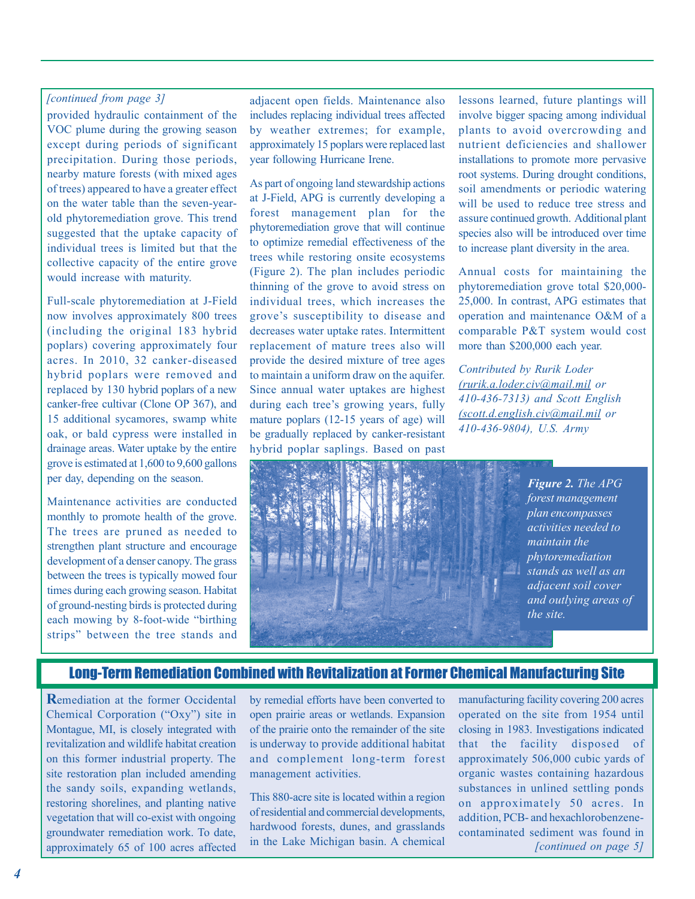*[continued from page 3]*

provided hydraulic containment of the VOC plume during the growing season except during periods of significant precipitation. During those periods, nearby mature forests (with mixed ages of trees) appeared to have a greater effect on the water table than the seven-year-old phytoremediation grove. This trend suggested that the uptake capacity of individual trees is limited but that the collective capacity of the entire grove would increase with maturity.

Full-scale phytoremediation at J-Field now involves approximately 800 trees (including the original 183 hybrid poplars) covering approximately four acres. In 2010, 32 canker-diseased hybrid poplars were removed and replaced by 130 hybrid poplars of a new canker-free cultivar (Clone OP 367), and 15 additional sycamores, swamp white oak, or bald cypress were installed in drainage areas. Water uptake by the entire grove is estimated at 1,600 to 9,600 gallons per day, depending on the season.

Maintenance activities are conducted monthly to promote health of the grove. The trees are pruned as needed to strengthen plant structure and encourage development of a denser canopy. The grass between the trees is typically mowed four times during each growing season. Habitat of ground-nesting birds is protected during each mowing by 8-foot-wide "birthing strips" between the tree stands and adjacent open fields. Maintenance also includes replacing individual trees affected by weather extremes; for example, approximately 15 poplars were replaced last year following Hurricane Irene.

As part of ongoing land stewardship actions at J-Field, APG is currently developing a forest management plan for the phytoremediation grove that will continue to optimize remedial effectiveness of the trees while restoring onsite ecosystems (Figure 2). The plan includes periodic thinning of the grove to avoid stress on individual trees, which increases the grove's susceptibility to disease and decreases water uptake rates. Intermittent replacement of mature trees also will provide the desired mixture of tree ages to maintain a uniform draw on the aquifer. Since annual water uptakes are highest during each tree's growing years, fully mature poplars (12-15 years of age) will be gradually replaced by canker-resistant hybrid poplar saplings. Based on past lessons learned, future plantings will involve bigger spacing among individual plants to avoid overcrowding and nutrient deficiencies and shallower installations to promote more pervasive root systems. During drought conditions, soil amendments or periodic watering will be used to reduce tree stress and assure continued growth. Additional plant species also will be introduced over time to increase plant diversity in the area.

Annual costs for maintaining the phytoremediation grove total $20,000-25,000. In contrast, APG estimates that operation and maintenance O&M of a comparable P&T system would cost more than $200,000 each year.

*Contributed by Rurik Loder (rurik.a.loder.civ@mail.mil or 410-436-7313) and Scott English (scott.d.english.civ@mail.mil or 410-436-9804), U.S. Army*

***Figure 2.*** *The APG forest management plan encompasses activities needed to maintain the phytoremediation stands as well as an adjacent soil cover and outlying areas of the site.*

## Long-Term Remediation Combined with Revitalization at Former Chemical Manufacturing Site

Remediation at the former Occidental Chemical Corporation ("Oxy") site in Montague, MI, is closely integrated with revitalization and wildlife habitat creation on this former industrial property. The site restoration plan included amending the sandy soils, expanding wetlands, restoring shorelines, and planting native vegetation that will co-exist with ongoing groundwater remediation work. To date, approximately 65 of 100 acres affected by remedial efforts have been converted to open prairie areas or wetlands. Expansion of the prairie onto the remainder of the site is underway to provide additional habitat and complement long-term forest management activities.

This 880-acre site is located within a region of residential and commercial developments, hardwood forests, dunes, and grasslands in the Lake Michigan basin. A chemical manufacturing facility covering 200 acres operated on the site from 1954 until closing in 1983. Investigations indicated that the facility disposed of approximately 506,000 cubic yards of organic wastes containing hazardous substances in unlined settling ponds on approximately 50 acres. In addition, PCB- and hexachlorobenzene-contaminated sediment was found in

*[continued on page 5]*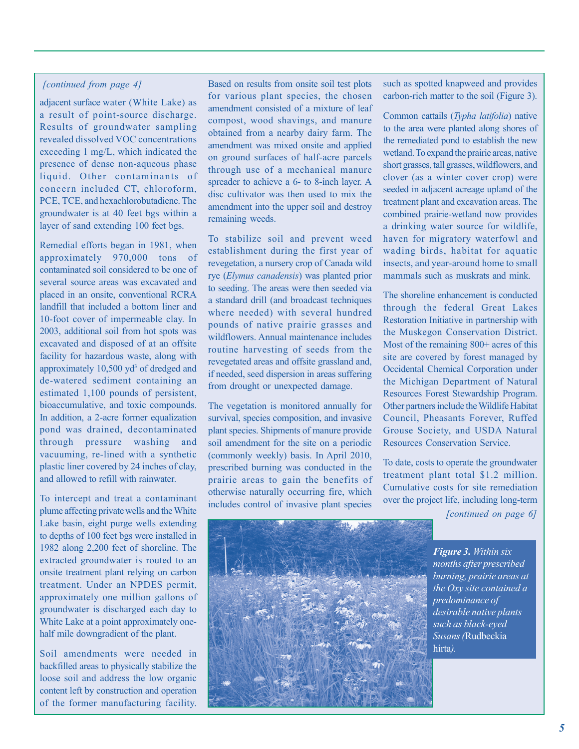*[continued from page 4]*

adjacent surface water (White Lake) as a result of point-source discharge. Results of groundwater sampling revealed dissolved VOC concentrations exceeding 1 mg/L, which indicated the presence of dense non-aqueous phase liquid. Other contaminants of concern included CT, chloroform, PCE, TCE, and hexachlorobutadiene. The groundwater is at 40 feet bgs within a layer of sand extending 100 feet bgs.

Remedial efforts began in 1981, when approximately 970,000 tons of contaminated soil considered to be one of several source areas was excavated and placed in an onsite, conventional RCRA landfill that included a bottom liner and 10-foot cover of impermeable clay. In 2003, additional soil from hot spots was excavated and disposed of at an offsite facility for hazardous waste, along with approximately 10,500 $yd^3$ of dredged and de-watered sediment containing an estimated 1,100 pounds of persistent, bioaccumulative, and toxic compounds. In addition, a 2-acre former equalization pond was drained, decontaminated through pressure washing and vacuuming, re-lined with a synthetic plastic liner covered by 24 inches of clay, and allowed to refill with rainwater.

To intercept and treat a contaminant plume affecting private wells and the White Lake basin, eight purge wells extending to depths of 100 feet bgs were installed in 1982 along 2,200 feet of shoreline. The extracted groundwater is routed to an onsite treatment plant relying on carbon treatment. Under an NPDES permit, approximately one million gallons of groundwater is discharged each day to White Lake at a point approximately one-half mile downgradient of the plant.

Soil amendments were needed in backfilled areas to physically stabilize the loose soil and address the low organic content left by construction and operation of the former manufacturing facility. Based on results from onsite soil test plots for various plant species, the chosen amendment consisted of a mixture of leaf compost, wood shavings, and manure obtained from a nearby dairy farm. The amendment was mixed onsite and applied on ground surfaces of half-acre parcels through use of a mechanical manure spreader to achieve a 6- to 8-inch layer. A disc cultivator was then used to mix the amendment into the upper soil and destroy remaining weeds.

To stabilize soil and prevent weed establishment during the first year of revegetation, a nursery crop of Canada wild rye (*Elymus canadensis*) was planted prior to seeding. The areas were then seeded via a standard drill (and broadcast techniques where needed) with several hundred pounds of native prairie grasses and wildflowers. Annual maintenance includes routine harvesting of seeds from the revegetated areas and offsite grassland and, if needed, seed dispersion in areas suffering from drought or unexpected damage.

The vegetation is monitored annually for survival, species composition, and invasive plant species. Shipments of manure provide soil amendment for the site on a periodic (commonly weekly) basis. In April 2010, prescribed burning was conducted in the prairie areas to gain the benefits of otherwise naturally occurring fire, which includes control of invasive plant species such as spotted knapweed and provides carbon-rich matter to the soil (Figure 3).

Common cattails (*Typha latifolia*) native to the area were planted along shores of the remediated pond to establish the new wetland. To expand the prairie areas, native short grasses, tall grasses, wildflowers, and clover (as a winter cover crop) were seeded in adjacent acreage upland of the treatment plant and excavation areas. The combined prairie-wetland now provides a drinking water source for wildlife, haven for migratory waterfowl and wading birds, habitat for aquatic insects, and year-around home to small mammals such as muskrats and mink.

The shoreline enhancement is conducted through the federal Great Lakes Restoration Initiative in partnership with the Muskegon Conservation District. Most of the remaining 800+ acres of this site are covered by forest managed by Occidental Chemical Corporation under the Michigan Department of Natural Resources Forest Stewardship Program. Other partners include the Wildlife Habitat Council, Pheasants Forever, Ruffed Grouse Society, and USDA Natural Resources Conservation Service.

To date, costs to operate the groundwater treatment plant total $1.2 million. Cumulative costs for site remediation over the project life, including long-term

*[continued on page 6]*

***Figure 3.*** *Within six months after prescribed burning, prairie areas at the Oxy site contained a predominance of desirable native plants such as black-eyed Susans (*Rudbeckia hirta*).*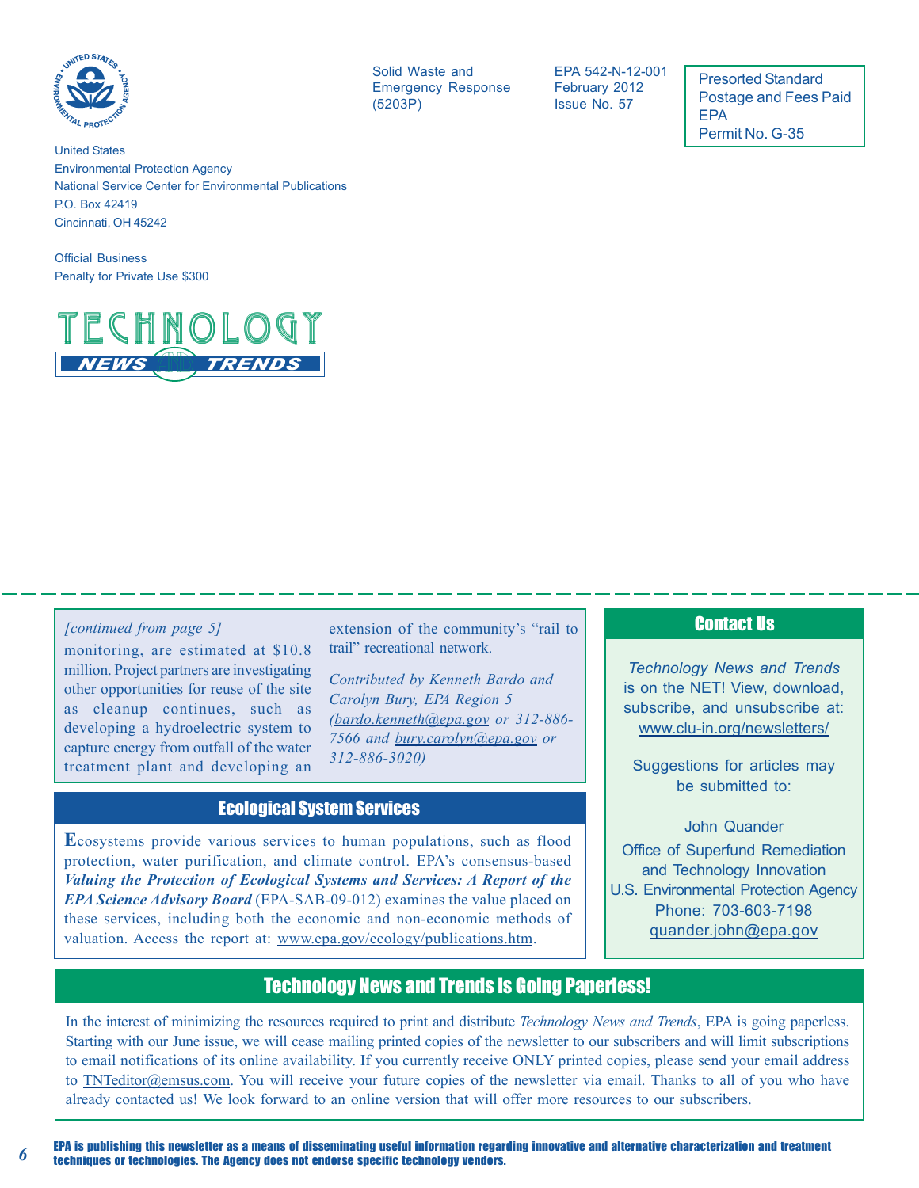Solid Waste and Emergency Response (5203P)

EPA 542-N-12-001
February 2012
Issue No. 57

Presorted Standard
Postage and Fees Paid
EPA
Permit No. G-35

United States
Environmental Protection Agency
National Service Center for Environmental Publications
P.O. Box 42419
Cincinnati, OH 45242

Official Business
Penalty for Private Use $300

# TECHNOLOGY NEWS AND TRENDS

*[continued from page 5]*

monitoring, are estimated at $10.8 million. Project partners are investigating other opportunities for reuse of the site as cleanup continues, such as developing a hydroelectric system to capture energy from outfall of the water treatment plant and developing an extension of the community's "rail to trail" recreational network.

*Contributed by Kenneth Bardo and Carolyn Bury, EPA Region 5 (bardo.kenneth@epa.gov or 312-886-7566 and bury.carolyn@epa.gov or 312-886-3020)*

## Ecological System Services

Ecosystems provide various services to human populations, such as flood protection, water purification, and climate control. EPA's consensus-based ***Valuing the Protection of Ecological Systems and Services: A Report of the EPA Science Advisory Board*** (EPA-SAB-09-012) examines the value placed on these services, including both the economic and non-economic methods of valuation. Access the report at: www.epa.gov/ecology/publications.htm.

## Contact Us

*Technology News and Trends* is on the NET! View, download, subscribe, and unsubscribe at: www.clu-in.org/newsletters/

Suggestions for articles may be submitted to:

John Quander
Office of Superfund Remediation and Technology Innovation
U.S. Environmental Protection Agency
Phone: 703-603-7198
quander.john@epa.gov

## Technology News and Trends is Going Paperless!

In the interest of minimizing the resources required to print and distribute *Technology News and Trends*, EPA is going paperless. Starting with our June issue, we will cease mailing printed copies of the newsletter to our subscribers and will limit subscriptions to email notifications of its online availability. If you currently receive ONLY printed copies, please send your email address to TNTeditor@emsus.com. You will receive your future copies of the newsletter via email. Thanks to all of you who have already contacted us! We look forward to an online version that will offer more resources to our subscribers.

**EPA is publishing this newsletter as a means of disseminating useful information regarding innovative and alternative characterization and treatment techniques or technologies. The Agency does not endorse specific technology vendors.**